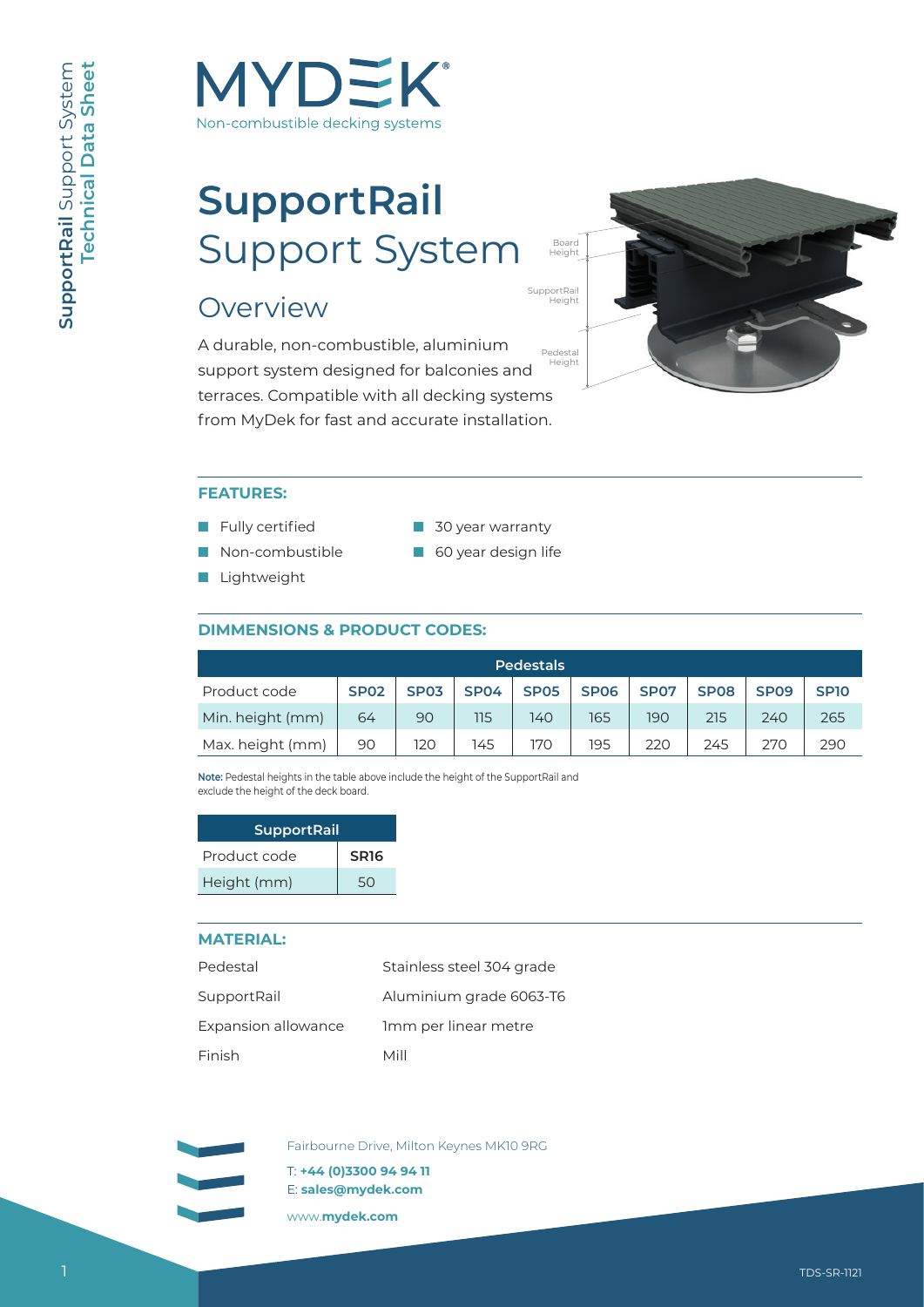# MYDEK

Non-combustible decking systems

# SupportRail
# Support System

## Overview

A durable, non-combustible, aluminium support system designed for balconies and terraces. Compatible with all decking systems from MyDek for fast and accurate installation.

Board Height

SupportRail Height

Pedestal Height

### FEATURES:

- Fully certified
- Non-combustible
- Lightweight
- 30 year warranty
- 60 year design life

### DIMMENSIONS & PRODUCT CODES:

| Pedestals | | | | | | | | | |
|---|---|---|---|---|---|---|---|---|---|
| Product code | **SP02** | **SP03** | **SP04** | **SP05** | **SP06** | **SP07** | **SP08** | **SP09** | **SP10** |
| Min. height (mm) | 64 | 90 | 115 | 140 | 165 | 190 | 215 | 240 | 265 |
| Max. height (mm) | 90 | 120 | 145 | 170 | 195 | 220 | 245 | 270 | 290 |

**Note:** Pedestal heights in the table above include the height of the SupportRail and exclude the height of the deck board.

| SupportRail | |
|---|---|
| Product code | **SR16** |
| Height (mm) | 50 |

### MATERIAL:

| | |
|---|---|
| Pedestal | Stainless steel 304 grade |
| SupportRail | Aluminium grade 6063-T6 |
| Expansion allowance | 1mm per linear metre |
| Finish | Mill |

Fairbourne Drive, Milton Keynes MK10 9RG

T: **+44 (0)3300 94 94 11**
E: **sales@mydek.com**

www.**mydek.com**

TDS-SR-1121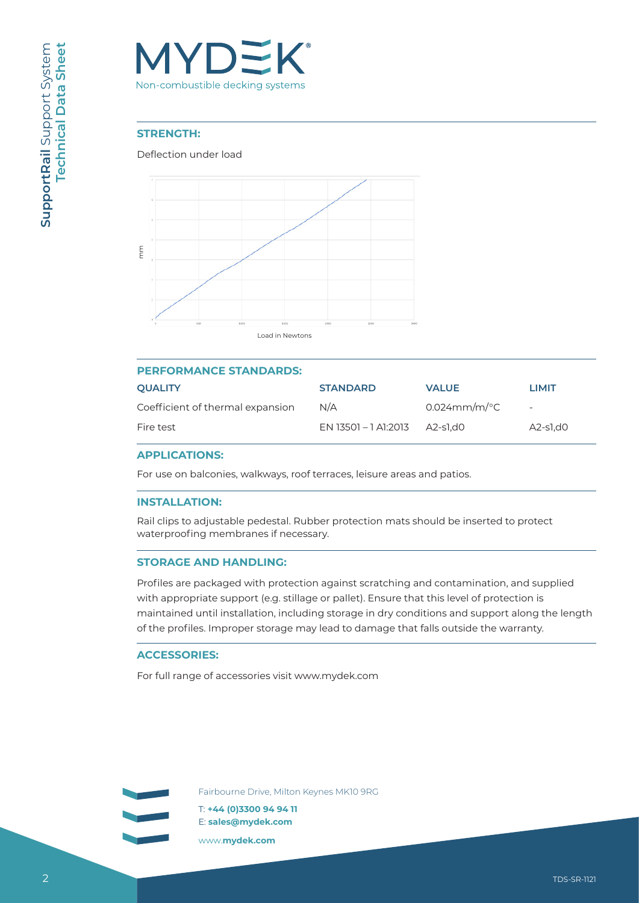## STRENGTH:

Deflection under load

mm

Load in Newtons

## PERFORMANCE STANDARDS:

| QUALITY | STANDARD | VALUE | LIMIT |
|---|---|---|---|
| Coefficient of thermal expansion | N/A | 0.024mm/m/°C | - |
| Fire test | EN 13501 – 1 A1:2013 | A2-s1,d0 | A2-s1,d0 |

## APPLICATIONS:

For use on balconies, walkways, roof terraces, leisure areas and patios.

## INSTALLATION:

Rail clips to adjustable pedestal. Rubber protection mats should be inserted to protect waterproofing membranes if necessary.

## STORAGE AND HANDLING:

Profiles are packaged with protection against scratching and contamination, and supplied with appropriate support (e.g. stillage or pallet). Ensure that this level of protection is maintained until installation, including storage in dry conditions and support along the length of the profiles. Improper storage may lead to damage that falls outside the warranty.

## ACCESSORIES:

For full range of accessories visit www.mydek.com

Fairbourne Drive, Milton Keynes MK10 9RG

T: **+44 (0)3300 94 94 11**
E: **sales@mydek.com**

www.**mydek.com**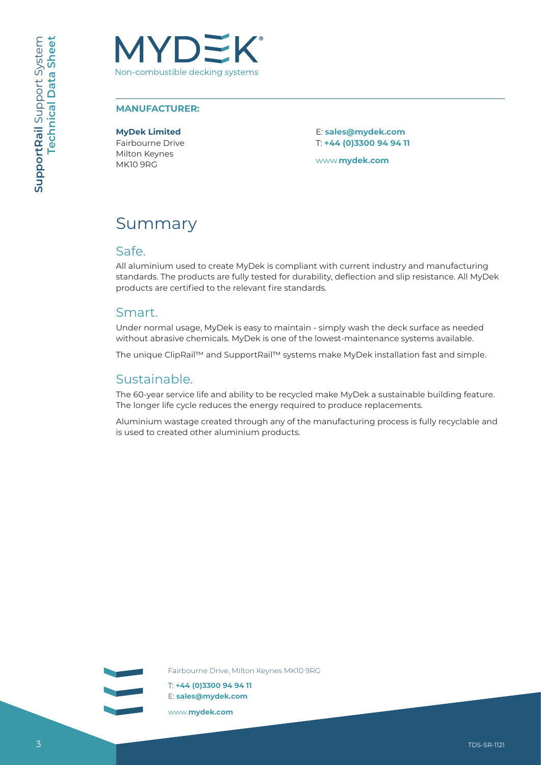MYDEK®
Non-combustible decking systems

**MANUFACTURER:**

**MyDek Limited**
Fairbourne Drive
Milton Keynes
MK10 9RG

E: **sales@mydek.com**
T: **+44 (0)3300 94 94 11**

www.**mydek.com**

# Summary

## Safe.

All aluminium used to create MyDek is compliant with current industry and manufacturing standards. The products are fully tested for durability, deflection and slip resistance. All MyDek products are certified to the relevant fire standards.

## Smart.

Under normal usage, MyDek is easy to maintain - simply wash the deck surface as needed without abrasive chemicals. MyDek is one of the lowest-maintenance systems available.

The unique ClipRail™ and SupportRail™ systems make MyDek installation fast and simple.

## Sustainable.

The 60-year service life and ability to be recycled make MyDek a sustainable building feature. The longer life cycle reduces the energy required to produce replacements.

Aluminium wastage created through any of the manufacturing process is fully recyclable and is used to created other aluminium products.

Fairbourne Drive, Milton Keynes MK10 9RG

T: **+44 (0)3300 94 94 11**
E: **sales@mydek.com**

www.**mydek.com**